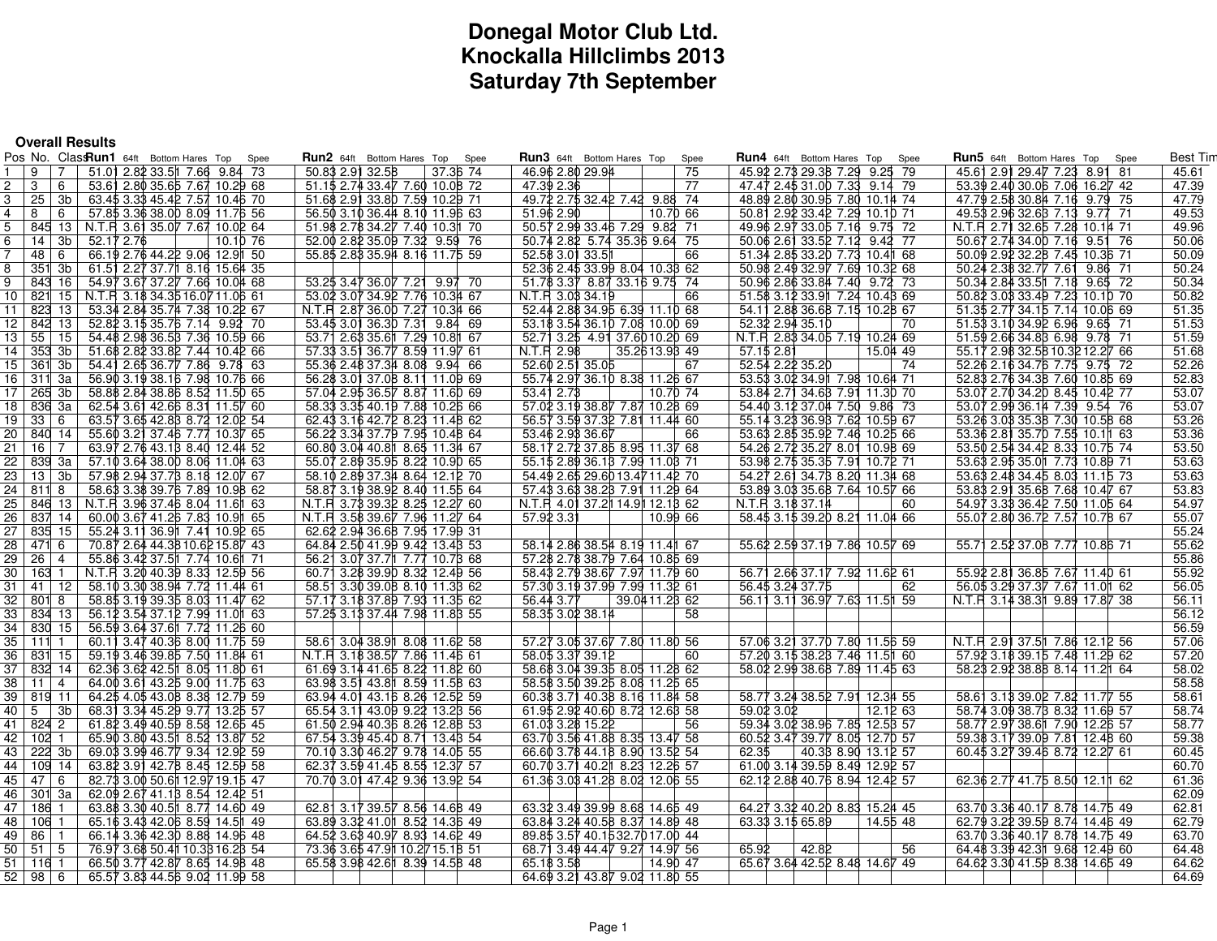# Donegal Motor Club Ltd.
# Knockalla Hillclimbs 2013
# Saturday 7th September

### Overall Results

| Pos | No. | Class | Run1 | 64ft | Bottom | Hares | Top | Spee | Run2 | 64ft | Bottom | Hares | Top | Spee | Run3 | 64ft | Bottom | Hares | Top | Spee | Run4 | 64ft | Bottom | Hares | Top | Spee | Run5 | 64ft | Bottom | Hares | Top | Spee | Best Tim |
|---|---|---|---|---|---|---|---|---|---|---|---|---|---|---|---|---|---|---|---|---|---|---|---|---|---|---|---|---|---|---|---|---|---|
| 1 | 9 | 7 | 51.01 | 2.82 | 33.51 | 7.66 | 9.84 | 73 | 50.83 | 2.91 | 32.58 | | 37.36 | 74 | 46.96 | 2.80 | 29.94 | | | 75 | 45.92 | 2.73 | 29.38 | 7.29 | 9.25 | 79 | 45.61 | 2.91 | 29.47 | 7.23 | 8.91 | 81 | 45.61 |
| 2 | 3 | 6 | 53.61 | 2.80 | 35.65 | 7.67 | 10.29 | 68 | 51.15 | 2.74 | 33.47 | 7.60 | 10.08 | 72 | 47.39 | 2.36 | | | | 77 | 47.47 | 2.45 | 31.00 | 7.33 | 9.14 | 79 | 53.39 | 2.40 | 30.06 | 7.06 | 16.27 | 42 | 47.39 |
| 3 | 25 | 3b | 63.45 | 3.33 | 45.42 | 7.57 | 10.46 | 70 | 51.68 | 2.91 | 33.80 | 7.59 | 10.29 | 71 | 49.72 | 2.75 | 32.42 | 7.42 | 9.88 | 74 | 48.89 | 2.80 | 30.95 | 7.80 | 10.14 | 74 | 47.79 | 2.58 | 30.84 | 7.16 | 9.79 | 75 | 47.79 |
| 4 | 8 | 6 | 57.85 | 3.36 | 38.00 | 8.09 | 11.76 | 56 | 56.50 | 3.10 | 36.44 | 8.10 | 11.96 | 63 | 51.96 | 2.90 | | | 10.70 | 66 | 50.81 | 2.92 | 33.42 | 7.29 | 10.10 | 71 | 49.53 | 2.96 | 32.63 | 7.13 | 9.77 | 71 | 49.53 |
| 5 | 845 | 13 | N.T.R | 3.61 | 35.07 | 7.67 | 10.02 | 64 | 51.98 | 2.78 | 34.27 | 7.40 | 10.31 | 70 | 50.57 | 2.99 | 33.46 | 7.29 | 9.82 | 71 | 49.96 | 2.97 | 33.05 | 7.16 | 9.75 | 72 | N.T.R | 2.71 | 32.65 | 7.28 | 10.14 | 71 | 49.96 |
| 6 | 14 | 3b | 52.17 | 2.76 | | | 10.10 | 76 | 52.00 | 2.82 | 35.09 | 7.32 | 9.59 | 76 | 50.74 | 2.82 | 5.74 | 35.36 | 9.64 | 75 | 50.06 | 2.61 | 33.52 | 7.12 | 9.42 | 77 | 50.67 | 2.74 | 34.00 | 7.16 | 9.51 | 76 | 50.06 |
| 7 | 48 | 6 | 66.19 | 2.76 | 44.22 | 9.06 | 12.91 | 50 | 55.85 | 2.83 | 35.94 | 8.16 | 11.75 | 59 | 52.58 | 3.01 | 33.51 | | | 66 | 51.34 | 2.85 | 33.20 | 7.73 | 10.41 | 68 | 50.09 | 2.92 | 32.28 | 7.45 | 10.36 | 71 | 50.09 |
| 8 | 351 | 3b | 61.51 | 2.27 | 37.71 | 8.16 | 15.64 | 35 | | | | | | | 52.36 | 2.45 | 33.99 | 8.04 | 10.33 | 62 | 50.98 | 2.49 | 32.97 | 7.69 | 10.32 | 68 | 50.24 | 2.38 | 32.77 | 7.61 | 9.86 | 71 | 50.24 |
| 9 | 843 | 16 | 54.97 | 3.67 | 37.27 | 7.66 | 10.04 | 68 | 53.25 | 3.47 | 36.07 | 7.21 | 9.97 | 70 | 51.78 | 3.37 | 8.87 | 33.16 | 9.75 | 74 | 50.96 | 2.86 | 33.84 | 7.40 | 9.72 | 73 | 50.34 | 2.84 | 33.51 | 7.18 | 9.65 | 72 | 50.34 |
| 10 | 821 | 15 | N.T.R | 3.18 | 34.35 | 16.07 | 11.06 | 61 | 53.02 | 3.07 | 34.92 | 7.76 | 10.34 | 67 | N.T.R | 3.03 | 34.19 | | | 66 | 51.58 | 3.12 | 33.91 | 7.24 | 10.43 | 69 | 50.82 | 3.03 | 33.49 | 7.23 | 10.10 | 70 | 50.82 |
| 11 | 823 | 13 | 53.34 | 2.84 | 35.74 | 7.38 | 10.22 | 67 | N.T.R | 2.87 | 36.00 | 7.27 | 10.34 | 66 | 52.44 | 2.88 | 34.95 | 6.39 | 11.10 | 68 | 54.11 | 2.88 | 36.68 | 7.15 | 10.28 | 67 | 51.35 | 2.77 | 34.15 | 7.14 | 10.06 | 69 | 51.35 |
| 12 | 842 | 13 | 52.82 | 3.15 | 35.76 | 7.14 | 9.92 | 70 | 53.45 | 3.01 | 36.30 | 7.31 | 9.84 | 69 | 53.18 | 3.54 | 36.10 | 7.08 | 10.00 | 69 | 52.32 | 2.94 | 35.10 | | | 70 | 51.53 | 3.10 | 34.92 | 6.96 | 9.65 | 71 | 51.53 |
| 13 | 55 | 15 | 54.48 | 2.98 | 36.53 | 7.36 | 10.59 | 66 | 53.71 | 2.63 | 35.61 | 7.29 | 10.81 | 67 | 52.71 | 3.25 | 4.91 | 37.60 | 10.20 | 69 | N.T.R | 2.83 | 34.05 | 7.19 | 10.24 | 69 | 51.59 | 2.66 | 34.83 | 6.98 | 9.78 | 71 | 51.59 |
| 14 | 353 | 3b | 51.68 | 2.82 | 33.82 | 7.44 | 10.42 | 66 | 57.33 | 3.51 | 36.77 | 8.59 | 11.97 | 61 | N.T.R | 2.98 | | 35.26 | 13.93 | 49 | 57.15 | 2.81 | | | 15.04 | 49 | 55.17 | 2.98 | 32.58 | 10.32 | 12.27 | 66 | 51.68 |
| 15 | 361 | 3b | 54.41 | 2.65 | 36.77 | 7.86 | 9.78 | 63 | 55.36 | 2.48 | 37.34 | 8.08 | 9.94 | 66 | 52.60 | 2.51 | 35.05 | | | 67 | 52.54 | 2.22 | 35.20 | | | 74 | 52.26 | 2.16 | 34.76 | 7.75 | 9.75 | 72 | 52.26 |
| 16 | 311 | 3a | 56.90 | 3.19 | 38.16 | 7.98 | 10.76 | 66 | 56.28 | 3.01 | 37.08 | 8.11 | 11.09 | 69 | 55.74 | 2.97 | 36.10 | 8.38 | 11.26 | 67 | 53.53 | 3.02 | 34.91 | 7.98 | 10.64 | 71 | 52.83 | 2.76 | 34.38 | 7.60 | 10.85 | 69 | 52.83 |
| 17 | 265 | 3b | 58.88 | 2.84 | 38.86 | 8.52 | 11.50 | 65 | 57.04 | 2.95 | 36.57 | 8.87 | 11.60 | 69 | 53.41 | 2.73 | | | 10.70 | 74 | 53.84 | 2.71 | 34.63 | 7.91 | 11.30 | 70 | 53.07 | 2.70 | 34.20 | 8.45 | 10.42 | 77 | 53.07 |
| 18 | 836 | 3a | 62.54 | 3.61 | 42.66 | 8.31 | 11.57 | 60 | 58.33 | 3.35 | 40.19 | 7.88 | 10.26 | 66 | 57.02 | 3.19 | 38.87 | 7.87 | 10.28 | 69 | 54.40 | 3.12 | 37.04 | 7.50 | 9.86 | 73 | 53.07 | 2.99 | 36.14 | 7.39 | 9.54 | 76 | 53.07 |
| 19 | 33 | 6 | 63.57 | 3.65 | 42.83 | 8.72 | 12.02 | 54 | 62.43 | 3.16 | 42.72 | 8.23 | 11.48 | 62 | 56.57 | 3.59 | 37.32 | 7.81 | 11.44 | 60 | 55.14 | 3.23 | 36.93 | 7.62 | 10.59 | 67 | 53.26 | 3.03 | 35.38 | 7.30 | 10.58 | 68 | 53.26 |
| 20 | 840 | 14 | 55.60 | 3.21 | 37.46 | 7.77 | 10.37 | 65 | 56.22 | 3.34 | 37.79 | 7.95 | 10.48 | 64 | 53.46 | 2.93 | 36.67 | | | 66 | 53.63 | 2.85 | 35.92 | 7.46 | 10.25 | 66 | 53.36 | 2.81 | 35.70 | 7.55 | 10.11 | 63 | 53.36 |
| 21 | 16 | 7 | 63.97 | 2.76 | 43.13 | 8.40 | 12.44 | 52 | 60.80 | 3.04 | 40.81 | 8.65 | 11.34 | 67 | 58.17 | 2.72 | 37.85 | 8.95 | 11.37 | 68 | 54.26 | 2.72 | 35.27 | 8.01 | 10.98 | 69 | 53.50 | 2.54 | 34.42 | 8.33 | 10.75 | 74 | 53.50 |
| 22 | 839 | 3a | 57.10 | 3.64 | 38.00 | 8.06 | 11.04 | 63 | 55.07 | 2.89 | 35.95 | 8.22 | 10.90 | 65 | 55.15 | 2.89 | 36.13 | 7.99 | 11.08 | 71 | 53.98 | 2.75 | 35.35 | 7.91 | 10.72 | 71 | 53.63 | 2.95 | 35.01 | 7.73 | 10.89 | 71 | 53.63 |
| 23 | 13 | 3b | 57.98 | 2.94 | 37.73 | 8.18 | 12.07 | 67 | 58.10 | 2.89 | 37.34 | 8.64 | 12.12 | 70 | 54.49 | 2.65 | 29.60 | 13.47 | 11.42 | 70 | 54.27 | 2.61 | 34.73 | 8.20 | 11.34 | 68 | 53.63 | 2.48 | 34.45 | 8.03 | 11.15 | 73 | 53.63 |
| 24 | 811 | 8 | 58.63 | 3.38 | 39.76 | 7.89 | 10.98 | 62 | 58.87 | 3.19 | 38.92 | 8.40 | 11.55 | 64 | 57.43 | 3.63 | 38.23 | 7.91 | 11.29 | 64 | 53.89 | 3.03 | 35.68 | 7.64 | 10.57 | 66 | 53.83 | 2.91 | 35.68 | 7.68 | 10.47 | 67 | 53.83 |
| 25 | 846 | 13 | N.T.R | 3.96 | 37.46 | 8.04 | 11.61 | 63 | N.T.R | 3.73 | 39.32 | 8.25 | 12.27 | 60 | N.T.R | 4.01 | 37.21 | 14.91 | 12.13 | 62 | N.T.R | 3.18 | 37.14 | | | 60 | 54.97 | 3.33 | 36.42 | 7.50 | 11.05 | 64 | 54.97 |
| 26 | 837 | 14 | 60.00 | 3.67 | 41.26 | 7.83 | 10.91 | 65 | N.T.R | 3.58 | 39.67 | 7.96 | 11.27 | 64 | 57.92 | 3.31 | | | 10.99 | 66 | 58.45 | 3.15 | 39.20 | 8.21 | 11.04 | 66 | 55.07 | 2.80 | 36.72 | 7.57 | 10.78 | 67 | 55.07 |
| 27 | 835 | 15 | 55.24 | 3.11 | 36.91 | 7.41 | 10.92 | 65 | 62.62 | 2.94 | 36.68 | 7.95 | 17.99 | 31 | | | | | | | | | | | | | | | | | | | 55.24 |
| 28 | 471 | 6 | 70.87 | 2.64 | 44.38 | 10.62 | 15.87 | 43 | 64.84 | 2.50 | 41.99 | 9.42 | 13.43 | 53 | 58.14 | 2.86 | 38.54 | 8.19 | 11.41 | 67 | 55.62 | 2.59 | 37.19 | 7.86 | 10.57 | 69 | 55.71 | 2.52 | 37.08 | 7.77 | 10.86 | 71 | 55.62 |
| 29 | 26 | 4 | 55.86 | 3.42 | 37.51 | 7.74 | 10.61 | 71 | 56.21 | 3.07 | 37.71 | 7.77 | 10.73 | 68 | 57.28 | 2.78 | 38.79 | 7.64 | 10.85 | 69 | | | | | | | | | | | | | 55.86 |
| 30 | 163 | 1 | N.T.R | 3.20 | 40.39 | 8.33 | 12.59 | 56 | 60.71 | 3.28 | 39.90 | 8.32 | 12.49 | 56 | 58.43 | 2.79 | 38.67 | 7.97 | 11.79 | 60 | 56.71 | 2.66 | 37.17 | 7.92 | 11.62 | 61 | 55.92 | 2.81 | 36.85 | 7.67 | 11.40 | 61 | 55.92 |
| 31 | 41 | 12 | 58.10 | 3.30 | 38.94 | 7.72 | 11.44 | 61 | 58.51 | 3.30 | 39.08 | 8.10 | 11.33 | 62 | 57.30 | 3.19 | 37.99 | 7.99 | 11.32 | 61 | 56.45 | 3.24 | 37.75 | | | 62 | 56.05 | 3.29 | 37.37 | 7.67 | 11.01 | 62 | 56.05 |
| 32 | 801 | 8 | 58.85 | 3.19 | 39.35 | 8.03 | 11.47 | 62 | 57.17 | 3.18 | 37.89 | 7.93 | 11.35 | 62 | 56.44 | 3.77 | | 39.04 | 11.23 | 62 | 56.11 | 3.11 | 36.97 | 7.63 | 11.51 | 59 | N.T.R | 3.14 | 38.31 | 9.89 | 17.87 | 38 | 56.11 |
| 33 | 834 | 13 | 56.12 | 3.54 | 37.12 | 7.99 | 11.01 | 63 | 57.25 | 3.13 | 37.44 | 7.98 | 11.83 | 55 | 58.35 | 3.02 | 38.14 | | | 58 | | | | | | | | | | | | | 56.12 |
| 34 | 830 | 15 | 56.59 | 3.64 | 37.61 | 7.72 | 11.26 | 60 | | | | | | | | | | | | | | | | | | | | | | | | | 56.59 |
| 35 | 111 | 1 | 60.11 | 3.47 | 40.36 | 8.00 | 11.75 | 59 | 58.61 | 3.04 | 38.91 | 8.08 | 11.62 | 58 | 57.27 | 3.05 | 37.67 | 7.80 | 11.80 | 56 | 57.06 | 3.21 | 37.70 | 7.80 | 11.56 | 59 | N.T.R | 2.91 | 37.51 | 7.86 | 12.12 | 56 | 57.06 |
| 36 | 831 | 15 | 59.19 | 3.46 | 39.85 | 7.50 | 11.84 | 61 | N.T.R | 3.18 | 38.57 | 7.86 | 11.46 | 61 | 58.05 | 3.37 | 39.12 | | | 60 | 57.20 | 3.15 | 38.23 | 7.46 | 11.51 | 60 | 57.92 | 3.18 | 39.15 | 7.48 | 11.29 | 62 | 57.20 |
| 37 | 832 | 14 | 62.36 | 3.62 | 42.51 | 8.05 | 11.80 | 61 | 61.69 | 3.14 | 41.65 | 8.22 | 11.82 | 60 | 58.68 | 3.04 | 39.35 | 8.05 | 11.28 | 62 | 58.02 | 2.99 | 38.68 | 7.89 | 11.45 | 63 | 58.23 | 2.92 | 38.88 | 8.14 | 11.21 | 64 | 58.02 |
| 38 | 11 | 4 | 64.00 | 3.61 | 43.25 | 9.00 | 11.75 | 63 | 63.98 | 3.51 | 43.81 | 8.59 | 11.58 | 63 | 58.58 | 3.50 | 39.25 | 8.08 | 11.25 | 65 | | | | | | | | | | | | | 58.58 |
| 39 | 819 | 11 | 64.25 | 4.05 | 43.08 | 8.38 | 12.79 | 59 | 63.94 | 4.01 | 43.16 | 8.26 | 12.52 | 59 | 60.38 | 3.71 | 40.38 | 8.16 | 11.84 | 58 | 58.77 | 3.24 | 38.52 | 7.91 | 12.34 | 55 | 58.61 | 3.13 | 39.02 | 7.82 | 11.77 | 55 | 58.61 |
| 40 | 5 | 3b | 68.31 | 3.34 | 45.29 | 9.77 | 13.25 | 57 | 65.54 | 3.11 | 43.09 | 9.22 | 13.23 | 56 | 61.95 | 2.92 | 40.60 | 8.72 | 12.63 | 58 | 59.02 | 3.02 | | | 12.12 | 63 | 58.74 | 3.09 | 38.73 | 8.32 | 11.69 | 57 | 58.74 |
| 41 | 824 | 2 | 61.82 | 3.49 | 40.59 | 8.58 | 12.65 | 45 | 61.50 | 2.94 | 40.36 | 8.26 | 12.88 | 53 | 61.03 | 3.28 | 15.22 | | | 56 | 59.34 | 3.02 | 38.96 | 7.85 | 12.53 | 57 | 58.77 | 2.97 | 38.61 | 7.90 | 12.26 | 57 | 58.77 |
| 42 | 102 | 1 | 65.90 | 3.80 | 43.51 | 8.52 | 13.87 | 52 | 67.54 | 3.39 | 45.40 | 8.71 | 13.43 | 54 | 63.70 | 3.56 | 41.88 | 8.35 | 13.47 | 58 | 60.52 | 3.47 | 39.77 | 8.05 | 12.70 | 57 | 59.38 | 3.17 | 39.09 | 7.81 | 12.48 | 60 | 59.38 |
| 43 | 222 | 3b | 69.03 | 3.99 | 46.77 | 9.34 | 12.92 | 59 | 70.10 | 3.30 | 46.27 | 9.78 | 14.05 | 55 | 66.60 | 3.78 | 44.18 | 8.90 | 13.52 | 54 | 62.35 | | 40.33 | 8.90 | 13.12 | 57 | 60.45 | 3.27 | 39.46 | 8.72 | 12.27 | 61 | 60.45 |
| 44 | 109 | 14 | 63.82 | 3.91 | 42.78 | 8.45 | 12.59 | 58 | 62.37 | 3.59 | 41.45 | 8.55 | 12.37 | 57 | 60.70 | 3.71 | 40.21 | 8.23 | 12.26 | 57 | 61.00 | 3.14 | 39.59 | 8.49 | 12.92 | 57 | | | | | | | 60.70 |
| 45 | 47 | 6 | 82.73 | 3.00 | 50.61 | 12.97 | 19.15 | 47 | 70.70 | 3.01 | 47.42 | 9.36 | 13.92 | 54 | 61.36 | 3.03 | 41.28 | 8.02 | 12.06 | 55 | 62.12 | 2.88 | 40.76 | 8.94 | 12.42 | 57 | 62.36 | 2.77 | 41.75 | 8.50 | 12.11 | 62 | 61.36 |
| 46 | 301 | 3a | 62.09 | 2.67 | 41.13 | 8.54 | 12.42 | 51 | | | | | | | | | | | | | | | | | | | | | | | | | 62.09 |
| 47 | 186 | 1 | 63.88 | 3.30 | 40.51 | 8.77 | 14.60 | 49 | 62.81 | 3.17 | 39.57 | 8.56 | 14.68 | 49 | 63.32 | 3.49 | 39.99 | 8.68 | 14.65 | 49 | 64.27 | 3.32 | 40.20 | 8.83 | 15.24 | 45 | 63.70 | 3.36 | 40.17 | 8.78 | 14.75 | 49 | 62.81 |
| 48 | 106 | 1 | 65.16 | 3.43 | 42.06 | 8.59 | 14.51 | 49 | 63.89 | 3.32 | 41.01 | 8.52 | 14.36 | 49 | 63.84 | 3.24 | 40.58 | 8.37 | 14.89 | 48 | 63.33 | 3.15 | 65.89 | | 14.55 | 48 | 62.79 | 3.22 | 39.59 | 8.74 | 14.46 | 49 | 62.79 |
| 49 | 86 | 1 | 66.14 | 3.36 | 42.30 | 8.88 | 14.96 | 48 | 64.52 | 3.63 | 40.97 | 8.93 | 14.62 | 49 | 89.85 | 3.57 | 40.15 | 32.70 | 17.00 | 44 | | | | | | | 63.70 | 3.36 | 40.17 | 8.78 | 14.75 | 49 | 63.70 |
| 50 | 51 | 5 | 76.97 | 3.68 | 50.41 | 10.33 | 16.23 | 54 | 73.36 | 3.65 | 47.91 | 10.27 | 15.18 | 51 | 68.71 | 3.49 | 44.47 | 9.27 | 14.97 | 56 | 65.92 | | 42.82 | | | 56 | 64.48 | 3.39 | 42.31 | 9.68 | 12.49 | 60 | 64.48 |
| 51 | 116 | 1 | 66.50 | 3.77 | 42.87 | 8.65 | 14.98 | 48 | 65.58 | 3.98 | 42.61 | 8.39 | 14.58 | 48 | 65.18 | 3.58 | | | 14.90 | 47 | 65.67 | 3.64 | 42.52 | 8.48 | 14.67 | 49 | 64.62 | 3.30 | 41.59 | 8.38 | 14.65 | 49 | 64.62 |
| 52 | 98 | 6 | 65.57 | 3.83 | 44.56 | 9.02 | 11.99 | 58 | | | | | | | 64.69 | 3.21 | 43.87 | 9.02 | 11.80 | 55 | | | | | | | | | | | | | 64.69 |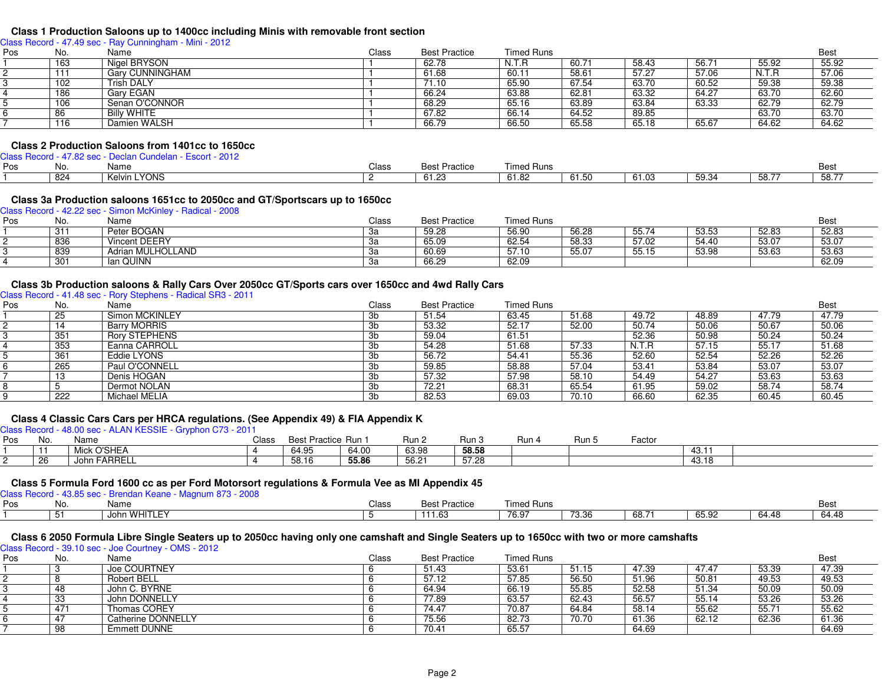## Class 1 Production Saloons up to 1400cc including Minis with removable front section

Class Record - 47.49 sec - Ray Cunningham - Mini - 2012

| Pos | No. | Name | Class | Best Practice | Timed Runs | | | | | Best |
|---|---|---|---|---|---|---|---|---|---|---|
| 1 | 163 | Nigel BRYSON | 1 | 62.78 | N.T.R | 60.71 | 58.43 | 56.71 | 55.92 | 55.92 |
| 2 | 111 | Gary CUNNINGHAM | 1 | 61.68 | 60.11 | 58.61 | 57.27 | 57.06 | N.T.R | 57.06 |
| 3 | 102 | Trish DALY | 1 | 71.10 | 65.90 | 67.54 | 63.70 | 60.52 | 59.38 | 59.38 |
| 4 | 186 | Gary EGAN | 1 | 66.24 | 63.88 | 62.81 | 63.32 | 64.27 | 63.70 | 62.60 |
| 5 | 106 | Senan O'CONNOR | 1 | 68.29 | 65.16 | 63.89 | 63.84 | 63.33 | 62.79 | 62.79 |
| 6 | 86 | Billy WHITE | 1 | 67.82 | 66.14 | 64.52 | 89.85 | | 63.70 | 63.70 |
| 7 | 116 | Damien WALSH | 1 | 66.79 | 66.50 | 65.58 | 65.18 | 65.67 | 64.62 | 64.62 |

## Class 2 Production Saloons from 1401cc to 1650cc

Class Record - 47.82 sec - Declan Cundelan - Escort - 2012

| Pos | No. | Name | Class | Best Practice | Timed Runs | | | | | Best |
|---|---|---|---|---|---|---|---|---|---|---|
| 1 | 824 | Kelvin LYONS | 2 | 61.23 | 61.82 | 61.50 | 61.03 | 59.34 | 58.77 | 58.77 |

## Class 3a Production saloons 1651cc to 2050cc and GT/Sportscars up to 1650cc

Class Record - 42.22 sec - Simon McKinley - Radical - 2008

| Pos | No. | Name | Class | Best Practice | Timed Runs | | | | | Best |
|---|---|---|---|---|---|---|---|---|---|---|
| 1 | 311 | Peter BOGAN | 3a | 59.28 | 56.90 | 56.28 | 55.74 | 53.53 | 52.83 | 52.83 |
| 2 | 836 | Vincent DEERY | 3a | 65.09 | 62.54 | 58.33 | 57.02 | 54.40 | 53.07 | 53.07 |
| 3 | 839 | Adrian MULHOLLAND | 3a | 60.69 | 57.10 | 55.07 | 55.15 | 53.98 | 53.63 | 53.63 |
| 4 | 301 | Ian QUINN | 3a | 66.29 | 62.09 | | | | | 62.09 |

## Class 3b Production saloons & Rally Cars Over 2050cc GT/Sports cars over 1650cc and 4wd Rally Cars

Class Record - 41.48 sec - Rory Stephens - Radical SR3 - 2011

| Pos | No. | Name | Class | Best Practice | Timed Runs | | | | | Best |
|---|---|---|---|---|---|---|---|---|---|---|
| 1 | 25 | Simon MCKINLEY | 3b | 51.54 | 63.45 | 51.68 | 49.72 | 48.89 | 47.79 | 47.79 |
| 2 | 14 | Barry MORRIS | 3b | 53.32 | 52.17 | 52.00 | 50.74 | 50.06 | 50.67 | 50.06 |
| 3 | 351 | Rory STEPHENS | 3b | 59.04 | 61.51 | | 52.36 | 50.98 | 50.24 | 50.24 |
| 4 | 353 | Eanna CARROLL | 3b | 54.28 | 51.68 | 57.33 | N.T.R | 57.15 | 55.17 | 51.68 |
| 5 | 361 | Eddie LYONS | 3b | 56.72 | 54.41 | 55.36 | 52.60 | 52.54 | 52.26 | 52.26 |
| 6 | 265 | Paul O'CONNELL | 3b | 59.85 | 58.88 | 57.04 | 53.41 | 53.84 | 53.07 | 53.07 |
| 7 | 13 | Denis HOGAN | 3b | 57.32 | 57.98 | 58.10 | 54.49 | 54.27 | 53.63 | 53.63 |
| 8 | 5 | Dermot NOLAN | 3b | 72.21 | 68.31 | 65.54 | 61.95 | 59.02 | 58.74 | 58.74 |
| 9 | 222 | Michael MELIA | 3b | 82.53 | 69.03 | 70.10 | 66.60 | 62.35 | 60.45 | 60.45 |

## Class 4 Classic Cars Cars per HRCA regulations. (See Appendix 49) & FIA Appendix K

Class Record - 48.00 sec - ALAN KESSIE - Gryphon C73 - 2011

| Pos | No. | Name | Class | Best Practice | Run 1 | Run 2 | Run 3 | Run 4 | Run 5 | Factor | | |
|---|---|---|---|---|---|---|---|---|---|---|---|---|
| 1 | 11 | Mick O'SHEA | 4 | 64.95 | 64.00 | 63.98 | **58.58** | | | | 43.11 | |
| 2 | 26 | John FARRELL | 4 | 58.16 | **55.86** | 56.21 | 57.28 | | | | 43.18 | |

## Class 5 Formula Ford 1600 cc as per Ford Motorsport regulations & Formula Vee as MI Appendix 45

Class Record - 43.85 sec - Brendan Keane - Magnum 873 - 2008

| Pos | No. | Name | Class | Best Practice | Timed Runs | | | | | Best |
|---|---|---|---|---|---|---|---|---|---|---|
| 1 | 51 | John WHITLEY | 5 | 111.63 | 76.97 | 73.36 | 68.71 | 65.92 | 64.48 | 64.48 |

## Class 6 2050 Formula Libre Single Seaters up to 2050cc having only one camshaft and Single Seaters up to 1650cc with two or more camshafts

Class Record - 39.10 sec - Joe Courtney - OMS - 2012

| Pos | No. | Name | Class | Best Practice | Timed Runs | | | | | Best |
|---|---|---|---|---|---|---|---|---|---|---|
| 1 | 3 | Joe COURTNEY | 6 | 51.43 | 53.61 | 51.15 | 47.39 | 47.47 | 53.39 | 47.39 |
| 2 | 8 | Robert BELL | 6 | 57.12 | 57.85 | 56.50 | 51.96 | 50.81 | 49.53 | 49.53 |
| 3 | 48 | John C. BYRNE | 6 | 64.94 | 66.19 | 55.85 | 52.58 | 51.34 | 50.09 | 50.09 |
| 4 | 33 | John DONNELLY | 6 | 77.89 | 63.57 | 62.43 | 56.57 | 55.14 | 53.26 | 53.26 |
| 5 | 471 | Thomas COREY | 6 | 74.47 | 70.87 | 64.84 | 58.14 | 55.62 | 55.71 | 55.62 |
| 6 | 47 | Catherine DONNELLY | 6 | 75.56 | 82.73 | 70.70 | 61.36 | 62.12 | 62.36 | 61.36 |
| 7 | 98 | Emmett DUNNE | 6 | 70.41 | 65.57 | | 64.69 | | | 64.69 |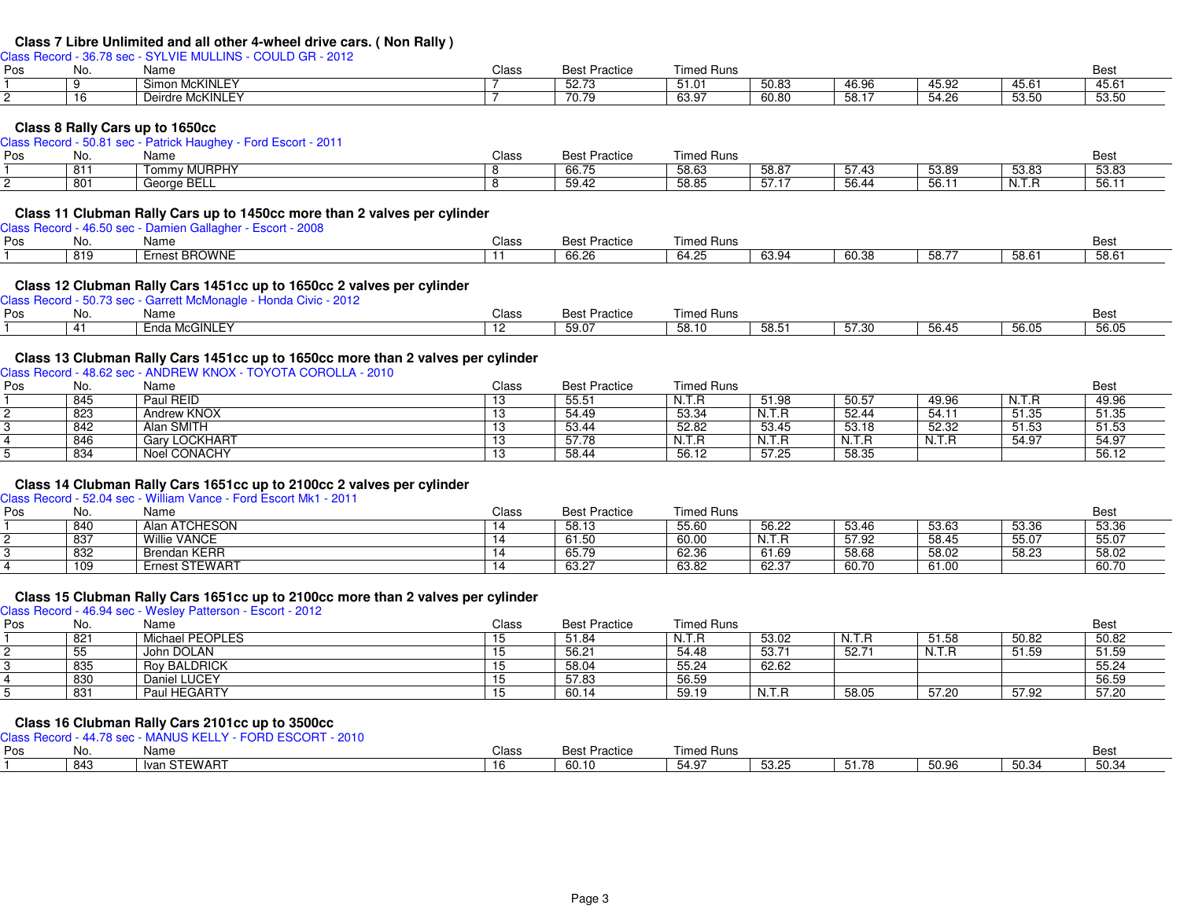### Class 7 Libre Unlimited and all other 4-wheel drive cars. ( Non Rally )

Class Record - 36.78 sec - SYLVIE MULLINS - COULD GR - 2012

| Pos | No. | Name | Class | Best Practice | Timed Runs | | | | | Best |
|---|---|---|---|---|---|---|---|---|---|---|
| 1 | 9 | Simon McKINLEY | 7 | 52.73 | 51.01 | 50.83 | 46.96 | 45.92 | 45.61 | 45.61 |
| 2 | 16 | Deirdre McKINLEY | 7 | 70.79 | 63.97 | 60.80 | 58.17 | 54.26 | 53.50 | 53.50 |

### Class 8 Rally Cars up to 1650cc

Class Record - 50.81 sec - Patrick Haughey - Ford Escort - 2011

| Pos | No. | Name | Class | Best Practice | Timed Runs | | | | | Best |
|---|---|---|---|---|---|---|---|---|---|---|
| 1 | 811 | Tommy MURPHY | 8 | 66.75 | 58.63 | 58.87 | 57.43 | 53.89 | 53.83 | 53.83 |
| 2 | 801 | George BELL | 8 | 59.42 | 58.85 | 57.17 | 56.44 | 56.11 | N.T.R | 56.11 |

### Class 11 Clubman Rally Cars up to 1450cc more than 2 valves per cylinder

Class Record - 46.50 sec - Damien Gallagher - Escort - 2008

| Pos | No. | Name | Class | Best Practice | Timed Runs | | | | | Best |
|---|---|---|---|---|---|---|---|---|---|---|
| 1 | 819 | Ernest BROWNE | 11 | 66.26 | 64.25 | 63.94 | 60.38 | 58.77 | 58.61 | 58.61 |

### Class 12 Clubman Rally Cars 1451cc up to 1650cc 2 valves per cylinder

Class Record - 50.73 sec - Garrett McMonagle - Honda Civic - 2012

| Pos | No. | Name | Class | Best Practice | Timed Runs | | | | | Best |
|---|---|---|---|---|---|---|---|---|---|---|
| 1 | 41 | Enda McGINLEY | 12 | 59.07 | 58.10 | 58.51 | 57.30 | 56.45 | 56.05 | 56.05 |

### Class 13 Clubman Rally Cars 1451cc up to 1650cc more than 2 valves per cylinder

Class Record - 48.62 sec - ANDREW KNOX - TOYOTA COROLLA - 2010

| Pos | No. | Name | Class | Best Practice | Timed Runs | | | | | Best |
|---|---|---|---|---|---|---|---|---|---|---|
| 1 | 845 | Paul REID | 13 | 55.51 | N.T.R | 51.98 | 50.57 | 49.96 | N.T.R | 49.96 |
| 2 | 823 | Andrew KNOX | 13 | 54.49 | 53.34 | N.T.R | 52.44 | 54.11 | 51.35 | 51.35 |
| 3 | 842 | Alan SMITH | 13 | 53.44 | 52.82 | 53.45 | 53.18 | 52.32 | 51.53 | 51.53 |
| 4 | 846 | Gary LOCKHART | 13 | 57.78 | N.T.R | N.T.R | N.T.R | N.T.R | 54.97 | 54.97 |
| 5 | 834 | Noel CONACHY | 13 | 58.44 | 56.12 | 57.25 | 58.35 | | | 56.12 |

### Class 14 Clubman Rally Cars 1651cc up to 2100cc 2 valves per cylinder

Class Record - 52.04 sec - William Vance - Ford Escort Mk1 - 2011

| Pos | No. | Name | Class | Best Practice | Timed Runs | | | | | Best |
|---|---|---|---|---|---|---|---|---|---|---|
| 1 | 840 | Alan ATCHESON | 14 | 58.13 | 55.60 | 56.22 | 53.46 | 53.63 | 53.36 | 53.36 |
| 2 | 837 | Willie VANCE | 14 | 61.50 | 60.00 | N.T.R | 57.92 | 58.45 | 55.07 | 55.07 |
| 3 | 832 | Brendan KERR | 14 | 65.79 | 62.36 | 61.69 | 58.68 | 58.02 | 58.23 | 58.02 |
| 4 | 109 | Ernest STEWART | 14 | 63.27 | 63.82 | 62.37 | 60.70 | 61.00 | | 60.70 |

### Class 15 Clubman Rally Cars 1651cc up to 2100cc more than 2 valves per cylinder

Class Record - 46.94 sec - Wesley Patterson - Escort - 2012

| Pos | No. | Name | Class | Best Practice | Timed Runs | | | | | Best |
|---|---|---|---|---|---|---|---|---|---|---|
| 1 | 821 | Michael PEOPLES | 15 | 51.84 | N.T.R | 53.02 | N.T.R | 51.58 | 50.82 | 50.82 |
| 2 | 55 | John DOLAN | 15 | 56.21 | 54.48 | 53.71 | 52.71 | N.T.R | 51.59 | 51.59 |
| 3 | 835 | Roy BALDRICK | 15 | 58.04 | 55.24 | 62.62 | | | | 55.24 |
| 4 | 830 | Daniel LUCEY | 15 | 57.83 | 56.59 | | | | | 56.59 |
| 5 | 831 | Paul HEGARTY | 15 | 60.14 | 59.19 | N.T.R | 58.05 | 57.20 | 57.92 | 57.20 |

### Class 16 Clubman Rally Cars 2101cc up to 3500cc

Class Record - 44.78 sec - MANUS KELLY - FORD ESCORT - 2010

| Pos | No. | Name | Class | Best Practice | Timed Runs | | | | | Best |
|---|---|---|---|---|---|---|---|---|---|---|
| 1 | 843 | Ivan STEWART | 16 | 60.10 | 54.97 | 53.25 | 51.78 | 50.96 | 50.34 | 50.34 |